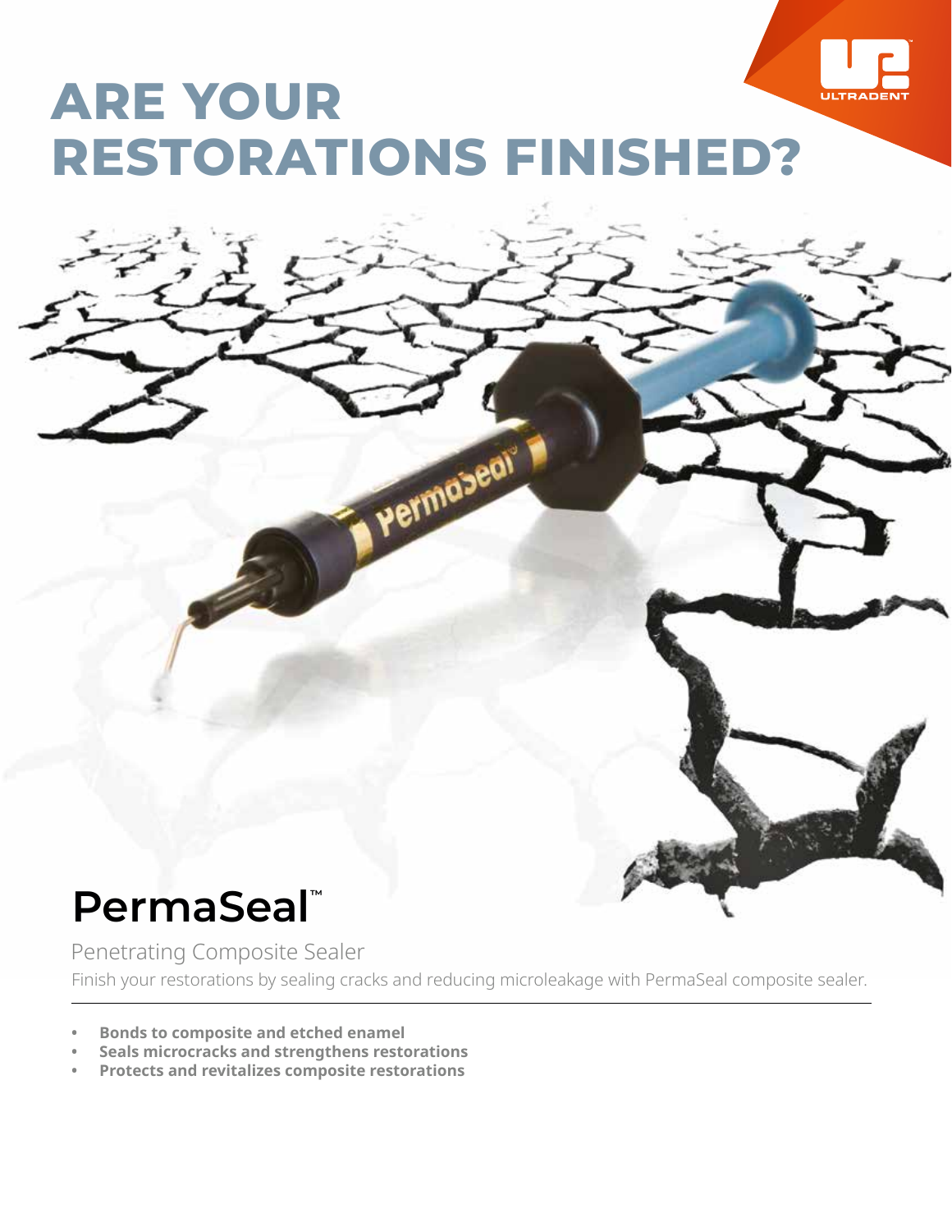# ARE YOUR RESTORATIONS FINISHED?

## PermaSeal™

Penetrating Composite Sealer

Finish your restorations by sealing cracks and reducing microleakage with PermaSeal composite sealer.

- **Bonds to composite and etched enamel**
- **Seals microcracks and strengthens restorations**
- **Protects and revitalizes composite restorations**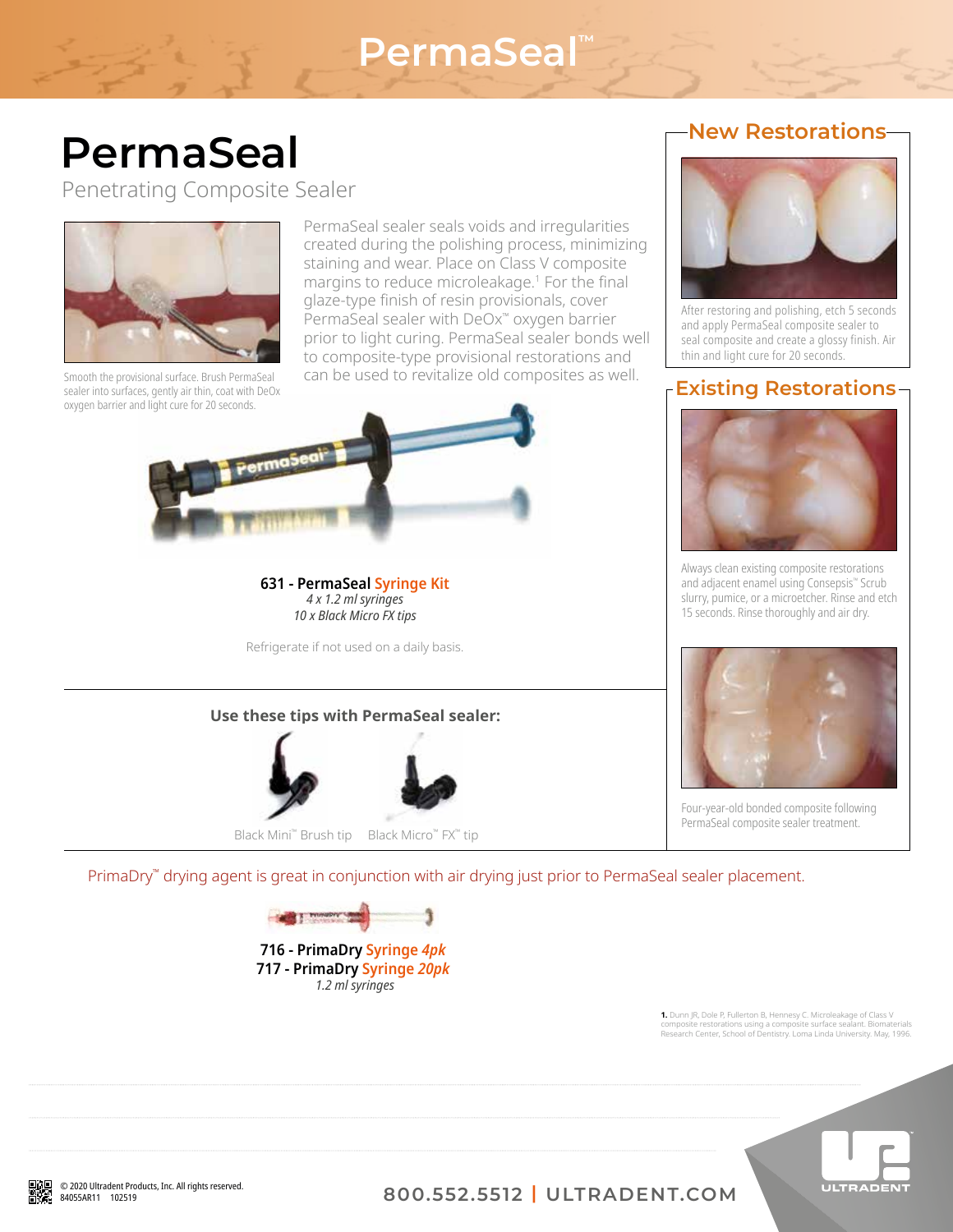# PermaSeal

Penetrating Composite Sealer

Smooth the provisional surface. Brush PermaSeal sealer into surfaces, gently air thin, coat with DeOx oxygen barrier and light cure for 20 seconds.

PermaSeal sealer seals voids and irregularities created during the polishing process, minimizing staining and wear. Place on Class V composite margins to reduce microleakage.[1] For the final glaze-type finish of resin provisionals, cover PermaSeal sealer with DeOx™ oxygen barrier prior to light curing. PermaSeal sealer bonds well to composite-type provisional restorations and can be used to revitalize old composites as well.

**631 - PermaSeal Syringe Kit**
*4 x 1.2 ml syringes*
*10 x Black Micro FX tips*

Refrigerate if not used on a daily basis.

### Use these tips with PermaSeal sealer:

Black Mini™ Brush tip

Black Micro™ FX™ tip

## New Restorations

After restoring and polishing, etch 5 seconds and apply PermaSeal composite sealer to seal composite and create a glossy finish. Air thin and light cure for 20 seconds.

## Existing Restorations

Always clean existing composite restorations and adjacent enamel using Consepsis™ Scrub slurry, pumice, or a microetcher. Rinse and etch 15 seconds. Rinse thoroughly and air dry.

Four-year-old bonded composite following PermaSeal composite sealer treatment.

PrimaDry™ drying agent is great in conjunction with air drying just prior to PermaSeal sealer placement.

**716 - PrimaDry Syringe *4pk***
**717 - PrimaDry Syringe *20pk***
*1.2 ml syringes*

**1.** Dunn JR, Dole P, Fullerton B, Hennesy C. Microleakage of Class V composite restorations using a composite surface sealant. Biomaterials Research Center, School of Dentistry. Loma Linda University. May, 1996.

© 2020 Ultradent Products, Inc. All rights reserved.
84055AR11 102519

800.552.5512 | ULTRADENT.COM